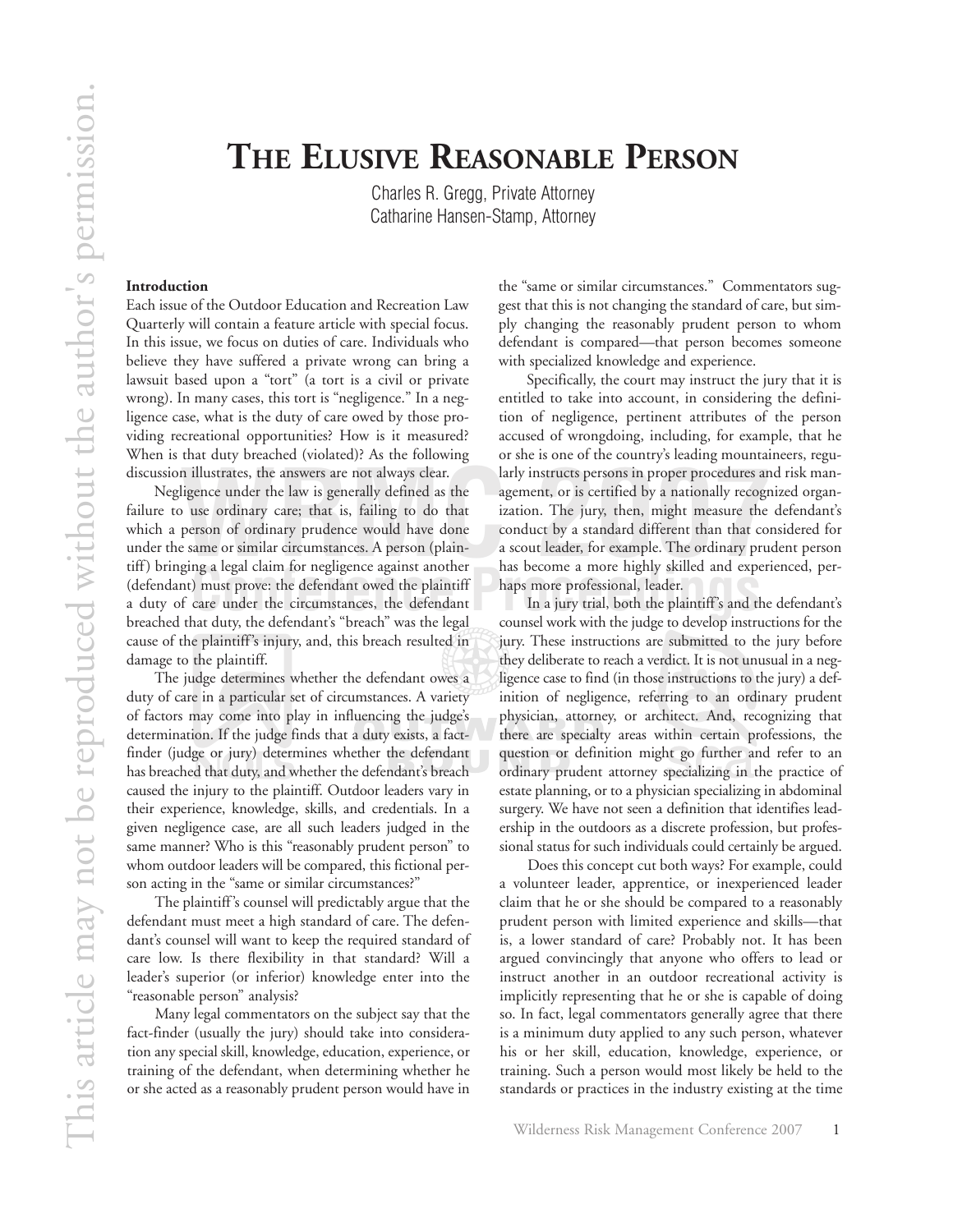# The Elusive Reasonable Person

Charles R. Gregg, Private Attorney
Catharine Hansen-Stamp, Attorney

### Introduction

Each issue of the Outdoor Education and Recreation Law Quarterly will contain a feature article with special focus. In this issue, we focus on duties of care. Individuals who believe they have suffered a private wrong can bring a lawsuit based upon a "tort" (a tort is a civil or private wrong). In many cases, this tort is "negligence." In a negligence case, what is the duty of care owed by those providing recreational opportunities? How is it measured? When is that duty breached (violated)? As the following discussion illustrates, the answers are not always clear.

Negligence under the law is generally defined as the failure to use ordinary care; that is, failing to do that which a person of ordinary prudence would have done under the same or similar circumstances. A person (plaintiff) bringing a legal claim for negligence against another (defendant) must prove: the defendant owed the plaintiff a duty of care under the circumstances, the defendant breached that duty, the defendant's "breach" was the legal cause of the plaintiff's injury, and, this breach resulted in damage to the plaintiff.

The judge determines whether the defendant owes a duty of care in a particular set of circumstances. A variety of factors may come into play in influencing the judge's determination. If the judge finds that a duty exists, a fact-finder (judge or jury) determines whether the defendant has breached that duty, and whether the defendant's breach caused the injury to the plaintiff. Outdoor leaders vary in their experience, knowledge, skills, and credentials. In a given negligence case, are all such leaders judged in the same manner? Who is this "reasonably prudent person" to whom outdoor leaders will be compared, this fictional person acting in the "same or similar circumstances?"

The plaintiff's counsel will predictably argue that the defendant must meet a high standard of care. The defendant's counsel will want to keep the required standard of care low. Is there flexibility in that standard? Will a leader's superior (or inferior) knowledge enter into the "reasonable person" analysis?

Many legal commentators on the subject say that the fact-finder (usually the jury) should take into consideration any special skill, knowledge, education, experience, or training of the defendant, when determining whether he or she acted as a reasonably prudent person would have in the "same or similar circumstances." Commentators suggest that this is not changing the standard of care, but simply changing the reasonably prudent person to whom defendant is compared—that person becomes someone with specialized knowledge and experience.

Specifically, the court may instruct the jury that it is entitled to take into account, in considering the definition of negligence, pertinent attributes of the person accused of wrongdoing, including, for example, that he or she is one of the country's leading mountaineers, regularly instructs persons in proper procedures and risk management, or is certified by a nationally recognized organization. The jury, then, might measure the defendant's conduct by a standard different than that considered for a scout leader, for example. The ordinary prudent person has become a more highly skilled and experienced, perhaps more professional, leader.

In a jury trial, both the plaintiff's and the defendant's counsel work with the judge to develop instructions for the jury. These instructions are submitted to the jury before they deliberate to reach a verdict. It is not unusual in a negligence case to find (in those instructions to the jury) a definition of negligence, referring to an ordinary prudent physician, attorney, or architect. And, recognizing that there are specialty areas within certain professions, the question or definition might go further and refer to an ordinary prudent attorney specializing in the practice of estate planning, or to a physician specializing in abdominal surgery. We have not seen a definition that identifies leadership in the outdoors as a discrete profession, but professional status for such individuals could certainly be argued.

Does this concept cut both ways? For example, could a volunteer leader, apprentice, or inexperienced leader claim that he or she should be compared to a reasonably prudent person with limited experience and skills—that is, a lower standard of care? Probably not. It has been argued convincingly that anyone who offers to lead or instruct another in an outdoor recreational activity is implicitly representing that he or she is capable of doing so. In fact, legal commentators generally agree that there is a minimum duty applied to any such person, whatever his or her skill, education, knowledge, experience, or training. Such a person would most likely be held to the standards or practices in the industry existing at the time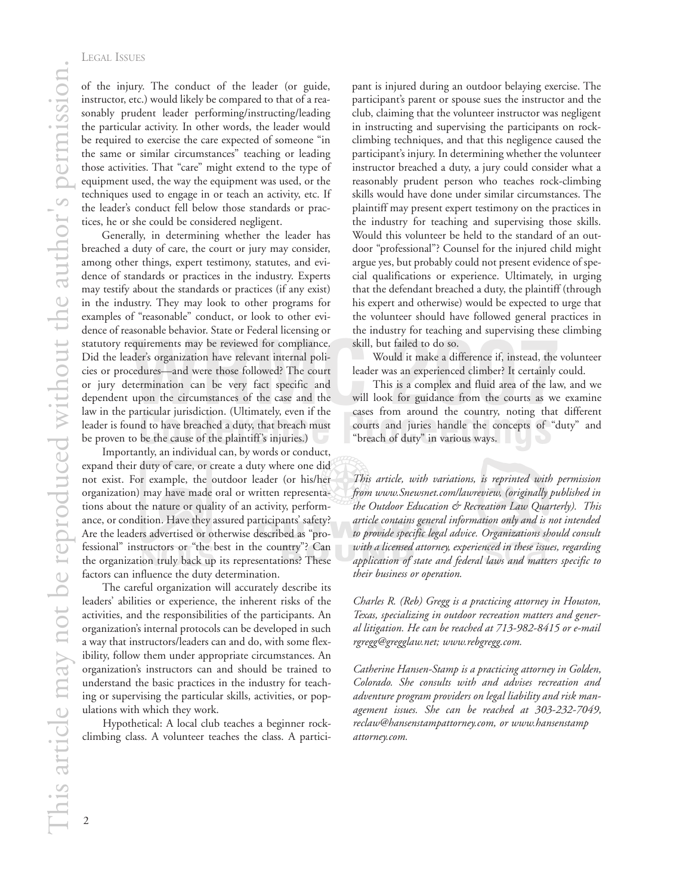of the injury. The conduct of the leader (or guide, instructor, etc.) would likely be compared to that of a reasonably prudent leader performing/instructing/leading the particular activity. In other words, the leader would be required to exercise the care expected of someone "in the same or similar circumstances" teaching or leading those activities. That "care" might extend to the type of equipment used, the way the equipment was used, or the techniques used to engage in or teach an activity, etc. If the leader's conduct fell below those standards or practices, he or she could be considered negligent.

Generally, in determining whether the leader has breached a duty of care, the court or jury may consider, among other things, expert testimony, statutes, and evidence of standards or practices in the industry. Experts may testify about the standards or practices (if any exist) in the industry. They may look to other programs for examples of "reasonable" conduct, or look to other evidence of reasonable behavior. State or Federal licensing or statutory requirements may be reviewed for compliance. Did the leader's organization have relevant internal policies or procedures—and were those followed? The court or jury determination can be very fact specific and dependent upon the circumstances of the case and the law in the particular jurisdiction. (Ultimately, even if the leader is found to have breached a duty, that breach must be proven to be the cause of the plaintiff's injuries.)

Importantly, an individual can, by words or conduct, expand their duty of care, or create a duty where one did not exist. For example, the outdoor leader (or his/her organization) may have made oral or written representations about the nature or quality of an activity, performance, or condition. Have they assured participants' safety? Are the leaders advertised or otherwise described as "professional" instructors or "the best in the country"? Can the organization truly back up its representations? These factors can influence the duty determination.

The careful organization will accurately describe its leaders' abilities or experience, the inherent risks of the activities, and the responsibilities of the participants. An organization's internal protocols can be developed in such a way that instructors/leaders can and do, with some flexibility, follow them under appropriate circumstances. An organization's instructors can and should be trained to understand the basic practices in the industry for teaching or supervising the particular skills, activities, or populations with which they work.

Hypothetical: A local club teaches a beginner rock-climbing class. A volunteer teaches the class. A participant is injured during an outdoor belaying exercise. The participant's parent or spouse sues the instructor and the club, claiming that the volunteer instructor was negligent in instructing and supervising the participants on rock-climbing techniques, and that this negligence caused the participant's injury. In determining whether the volunteer instructor breached a duty, a jury could consider what a reasonably prudent person who teaches rock-climbing skills would have done under similar circumstances. The plaintiff may present expert testimony on the practices in the industry for teaching and supervising those skills. Would this volunteer be held to the standard of an outdoor "professional"? Counsel for the injured child might argue yes, but probably could not present evidence of special qualifications or experience. Ultimately, in urging that the defendant breached a duty, the plaintiff (through his expert and otherwise) would be expected to urge that the volunteer should have followed general practices in the industry for teaching and supervising these climbing skill, but failed to do so.

Would it make a difference if, instead, the volunteer leader was an experienced climber? It certainly could.

This is a complex and fluid area of the law, and we will look for guidance from the courts as we examine cases from around the country, noting that different courts and juries handle the concepts of "duty" and "breach of duty" in various ways.

*This article, with variations, is reprinted with permission from www.Snewsnet.com/lawreview, (originally published in the Outdoor Education & Recreation Law Quarterly). This article contains general information only and is not intended to provide specific legal advice. Organizations should consult with a licensed attorney, experienced in these issues, regarding application of state and federal laws and matters specific to their business or operation.*

*Charles R. (Reb) Gregg is a practicing attorney in Houston, Texas, specializing in outdoor recreation matters and general litigation. He can be reached at 713-982-8415 or e-mail rgregg@gregglaw.net; www.rebgregg.com.*

*Catherine Hansen-Stamp is a practicing attorney in Golden, Colorado. She consults with and advises recreation and adventure program providers on legal liability and risk management issues. She can be reached at 303-232-7049, reclaw@hansenstampattorney.com, or www.hansenstamp attorney.com.*